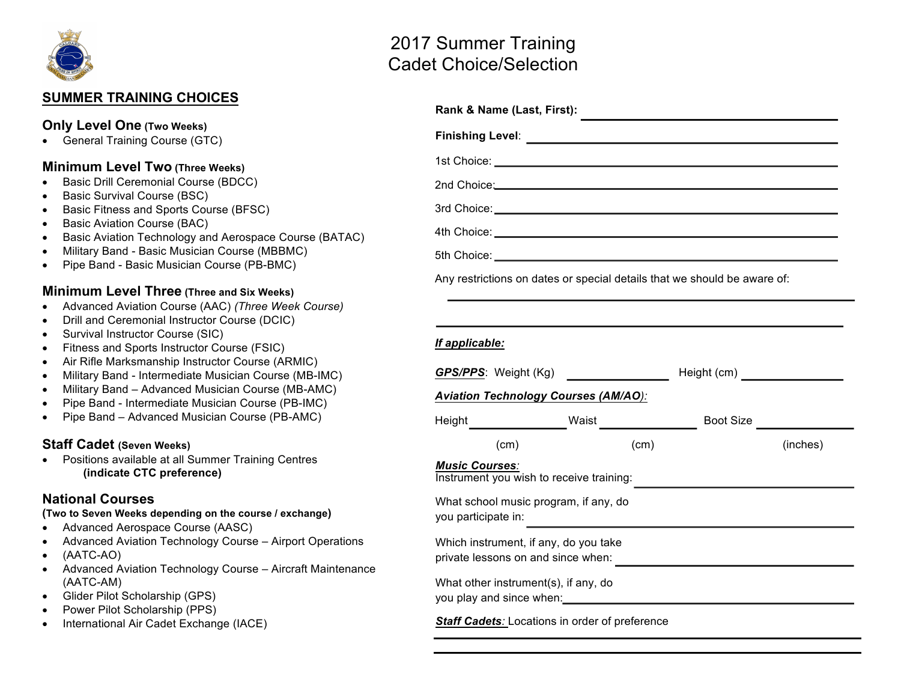# 2017 Summer Training
# Cadet Choice/Selection

## SUMMER TRAINING CHOICES

### Only Level One (Two Weeks)

- General Training Course (GTC)

### Minimum Level Two (Three Weeks)

- Basic Drill Ceremonial Course (BDCC)
- Basic Survival Course (BSC)
- Basic Fitness and Sports Course (BFSC)
- Basic Aviation Course (BAC)
- Basic Aviation Technology and Aerospace Course (BATAC)
- Military Band - Basic Musician Course (MBBMC)
- Pipe Band - Basic Musician Course (PB-BMC)

### Minimum Level Three (Three and Six Weeks)

- Advanced Aviation Course (AAC) *(Three Week Course)*
- Drill and Ceremonial Instructor Course (DCIC)
- Survival Instructor Course (SIC)
- Fitness and Sports Instructor Course (FSIC)
- Air Rifle Marksmanship Instructor Course (ARMIC)
- Military Band - Intermediate Musician Course (MB-IMC)
- Military Band – Advanced Musician Course (MB-AMC)
- Pipe Band - Intermediate Musician Course (PB-IMC)
- Pipe Band – Advanced Musician Course (PB-AMC)

### Staff Cadet (Seven Weeks)

- Positions available at all Summer Training Centres
  **(indicate CTC preference)**

### National Courses

**(Two to Seven Weeks depending on the course / exchange)**

- Advanced Aerospace Course (AASC)
- Advanced Aviation Technology Course – Airport Operations
- (AATC-AO)
- Advanced Aviation Technology Course – Aircraft Maintenance (AATC-AM)
- Glider Pilot Scholarship (GPS)
- Power Pilot Scholarship (PPS)
- International Air Cadet Exchange (IACE)

---

**Rank & Name (Last, First):** ______________________________

**Finishing Level**: ______________________________

1st Choice: ______________________________

2nd Choice: ______________________________

3rd Choice: ______________________________

4th Choice: ______________________________

5th Choice: ______________________________

Any restrictions on dates or special details that we should be aware of:

______________________________

______________________________

***If applicable:***

***GPS/PPS***: Weight (Kg) ____________ Height (cm) ____________

***Aviation Technology Courses (AM/AO):***

Height ____________ (cm) Waist ____________ (cm) Boot Size ____________ (inches)

***Music Courses:***
Instrument you wish to receive training: ______________________________

What school music program, if any, do you participate in: ______________________________

Which instrument, if any, do you take private lessons on and since when: ______________________________

What other instrument(s), if any, do you play and since when: ______________________________

***Staff Cadets:*** Locations in order of preference

______________________________

______________________________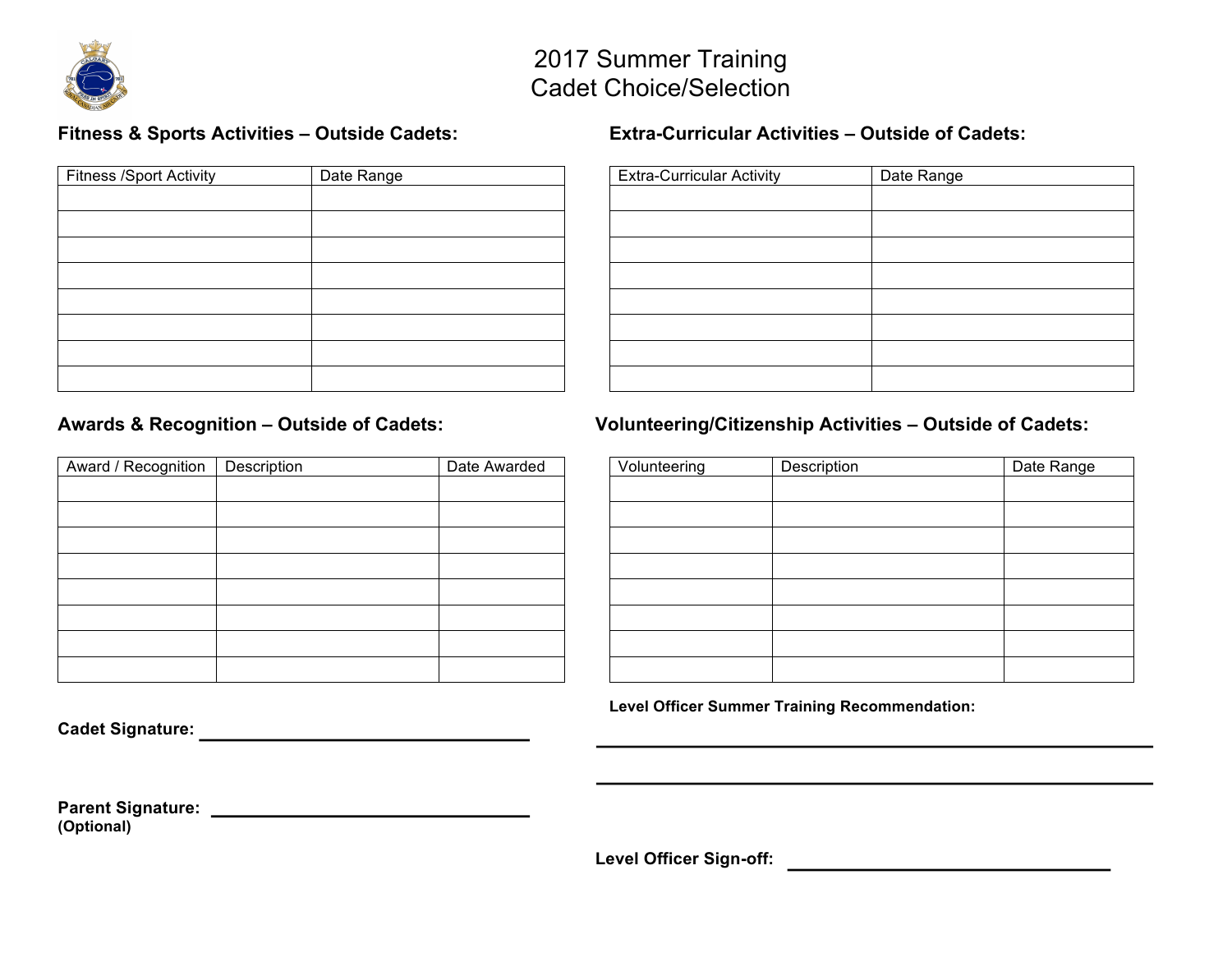# 2017 Summer Training
# Cadet Choice/Selection

### Fitness & Sports Activities – Outside Cadets:

| Fitness /Sport Activity | Date Range |
|---|---|
| | |
| | |
| | |
| | |
| | |
| | |
| | |
| | |

### Extra-Curricular Activities – Outside of Cadets:

| Extra-Curricular Activity | Date Range |
|---|---|
| | |
| | |
| | |
| | |
| | |
| | |
| | |
| | |

### Awards & Recognition – Outside of Cadets:

| Award / Recognition | Description | Date Awarded |
|---|---|---|
| | | |
| | | |
| | | |
| | | |
| | | |
| | | |
| | | |
| | | |

### Volunteering/Citizenship Activities – Outside of Cadets:

| Volunteering | Description | Date Range |
|---|---|---|
| | | |
| | | |
| | | |
| | | |
| | | |
| | | |
| | | |
| | | |

**Cadet Signature:** ______________________________

**Parent Signature:** ______________________________
**(Optional)**

**Level Officer Summer Training Recommendation:**

______________________________________________________

______________________________________________________

**Level Officer Sign-off:** ______________________________